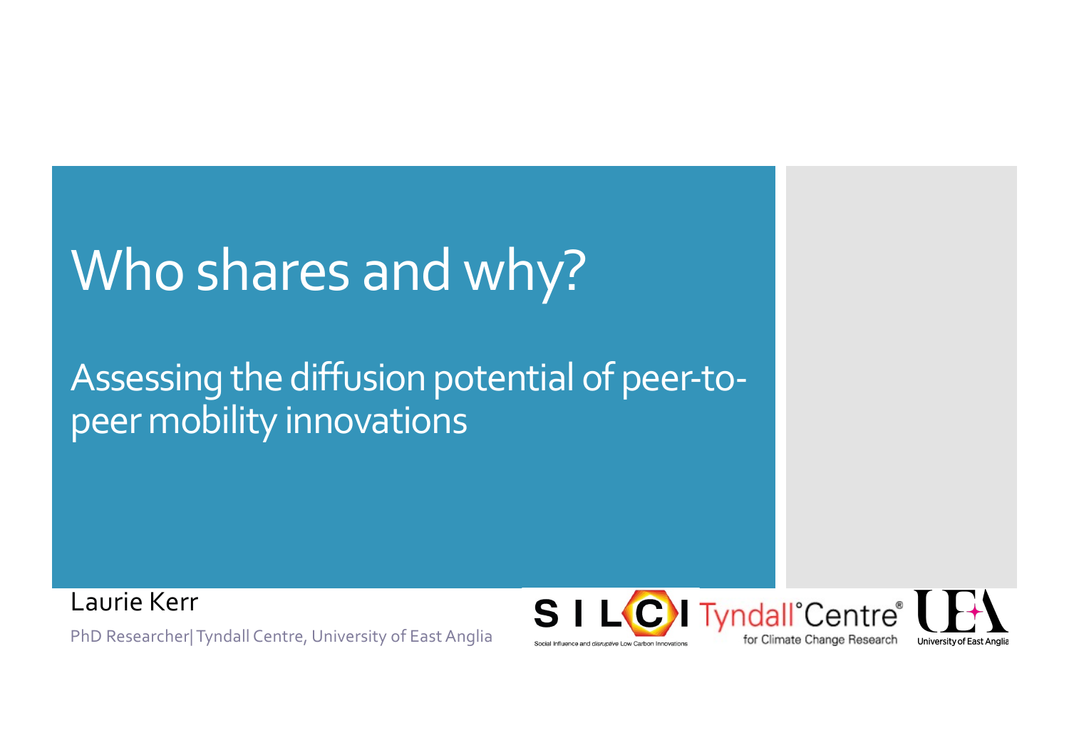# Who shares and why?

## Assessing the diffusion potential of peer-to-peer mobility innovations

Laurie Kerr

PhD Researcher| Tyndall Centre, University of East Anglia

S I L C I Social Influence and *disruptive* Low Carbon Innovations

Tyndall°Centre® for Climate Change Research

University of East Anglia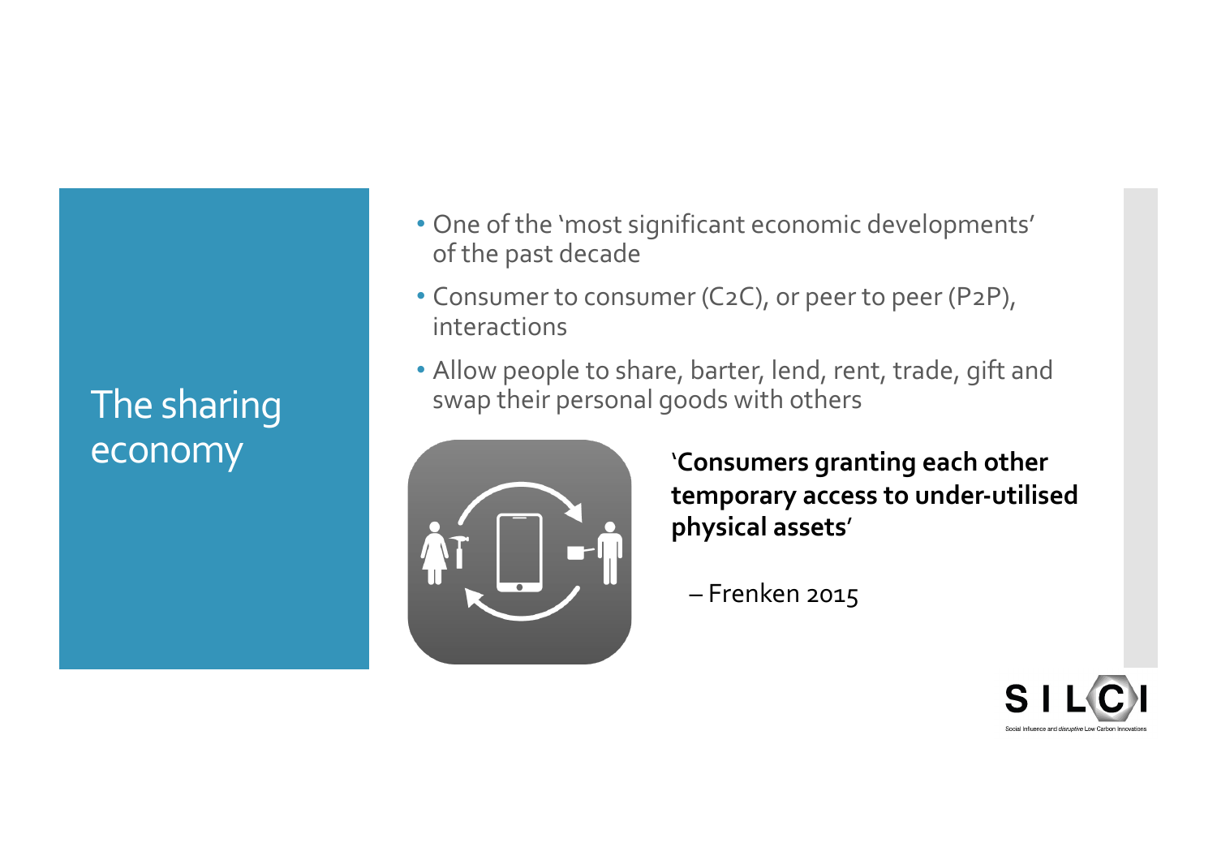# The sharing economy

- One of the 'most significant economic developments' of the past decade
- Consumer to consumer (C2C), or peer to peer (P2P), interactions
- Allow people to share, barter, lend, rent, trade, gift and swap their personal goods with others

**'Consumers granting each other temporary access to under-utilised physical assets'**

– Frenken 2015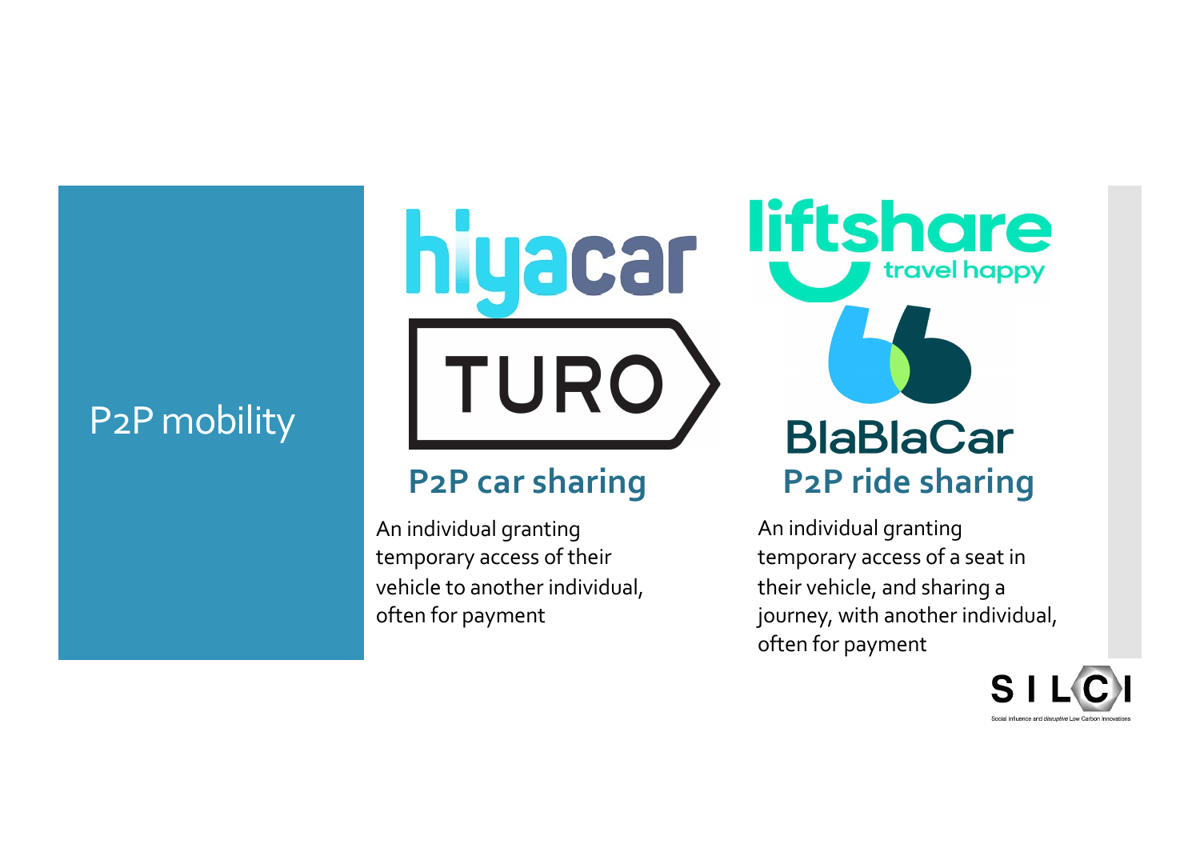# P2P mobility

## P2P car sharing

An individual granting temporary access of their vehicle to another individual, often for payment

## P2P ride sharing

An individual granting temporary access of a seat in their vehicle, and sharing a journey, with another individual, often for payment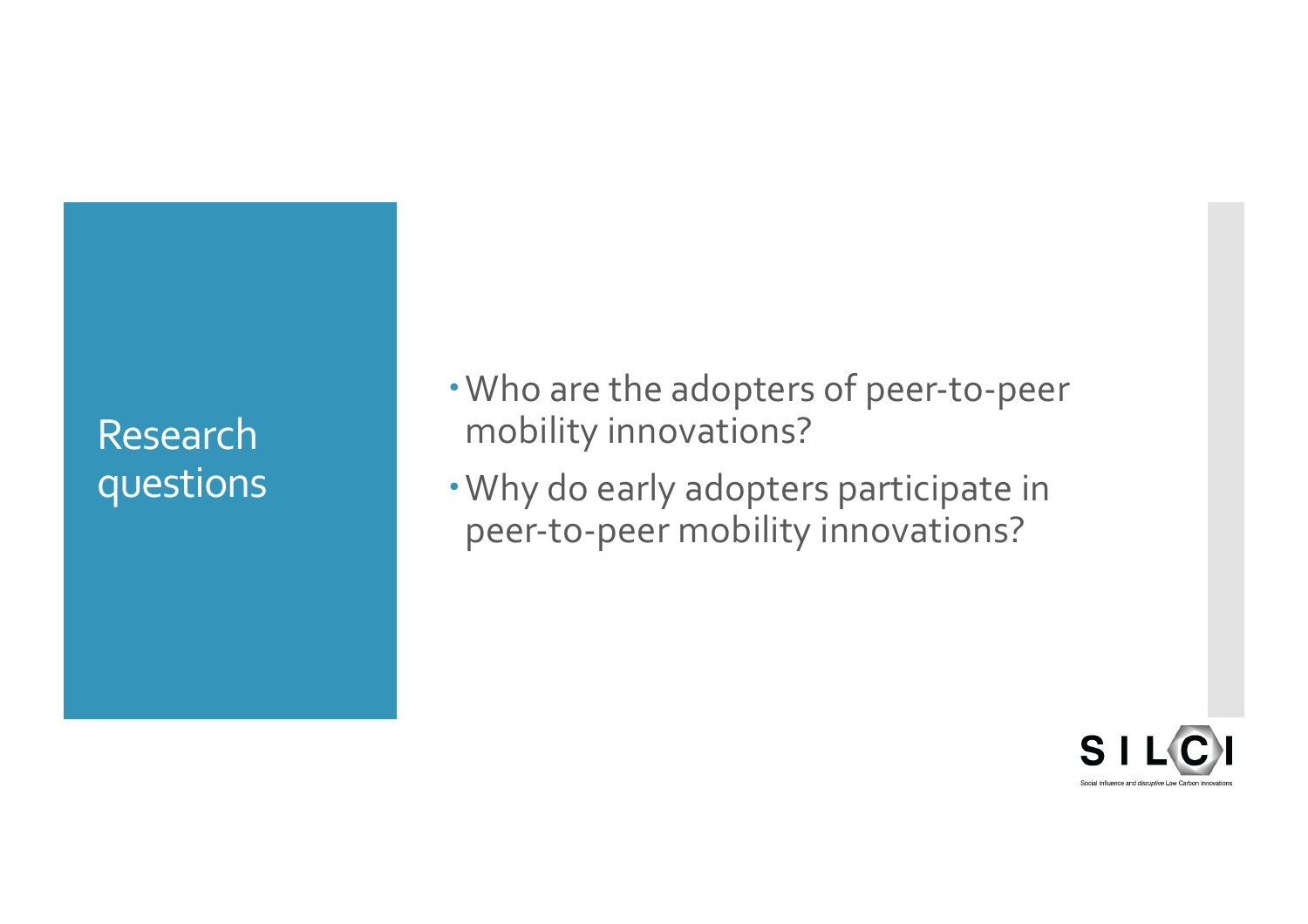# Research questions

- Who are the adopters of peer-to-peer mobility innovations?
- Why do early adopters participate in peer-to-peer mobility innovations?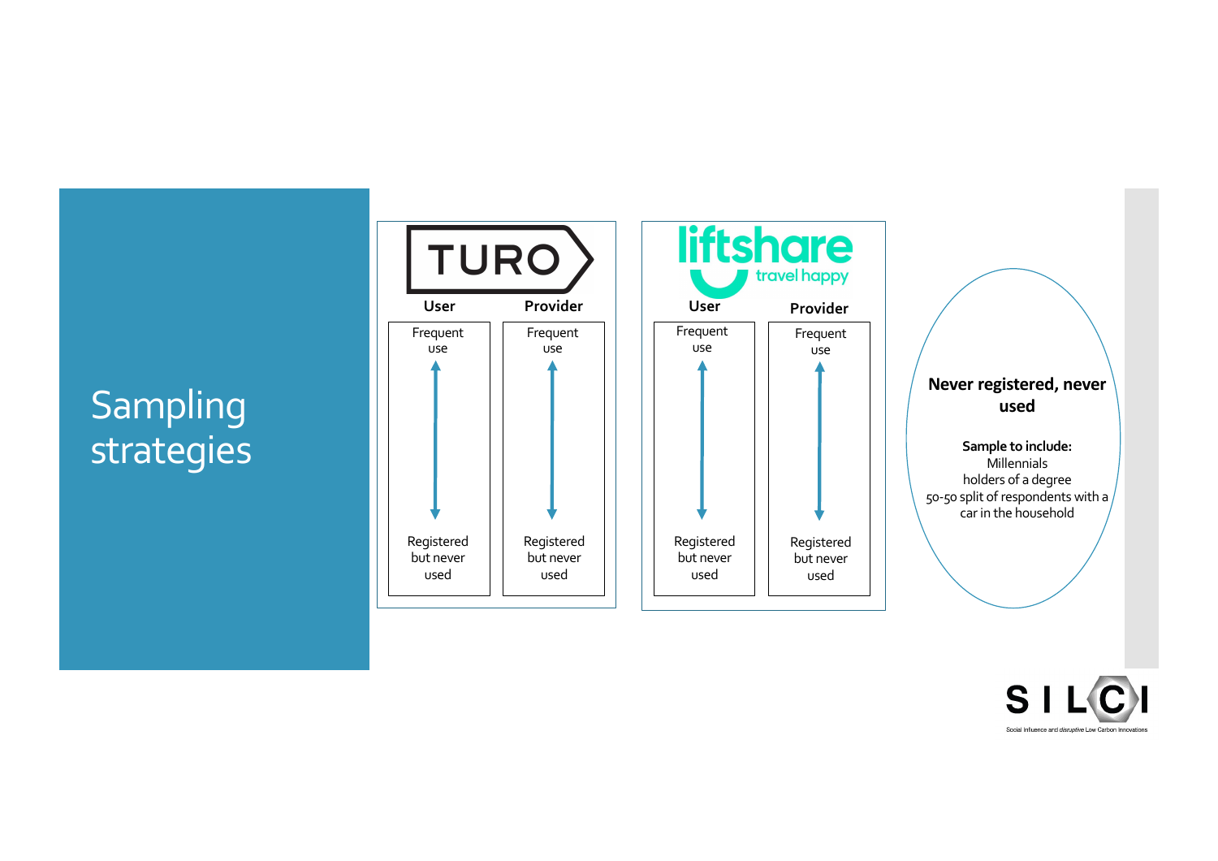# Sampling strategies

## TURO

| User | Provider |
| --- | --- |
| Frequent use ↕ Registered but never used | Frequent use ↕ Registered but never used |

## liftshare — travel happy

| User | Provider |
| --- | --- |
| Frequent use ↕ Registered but never used | Frequent use ↕ Registered but never used |

**Never registered, never used**

**Sample to include:**
Millennials
holders of a degree
50-50 split of respondents with a car in the household

SILCI
Social Influence and disruptive Low Carbon Innovations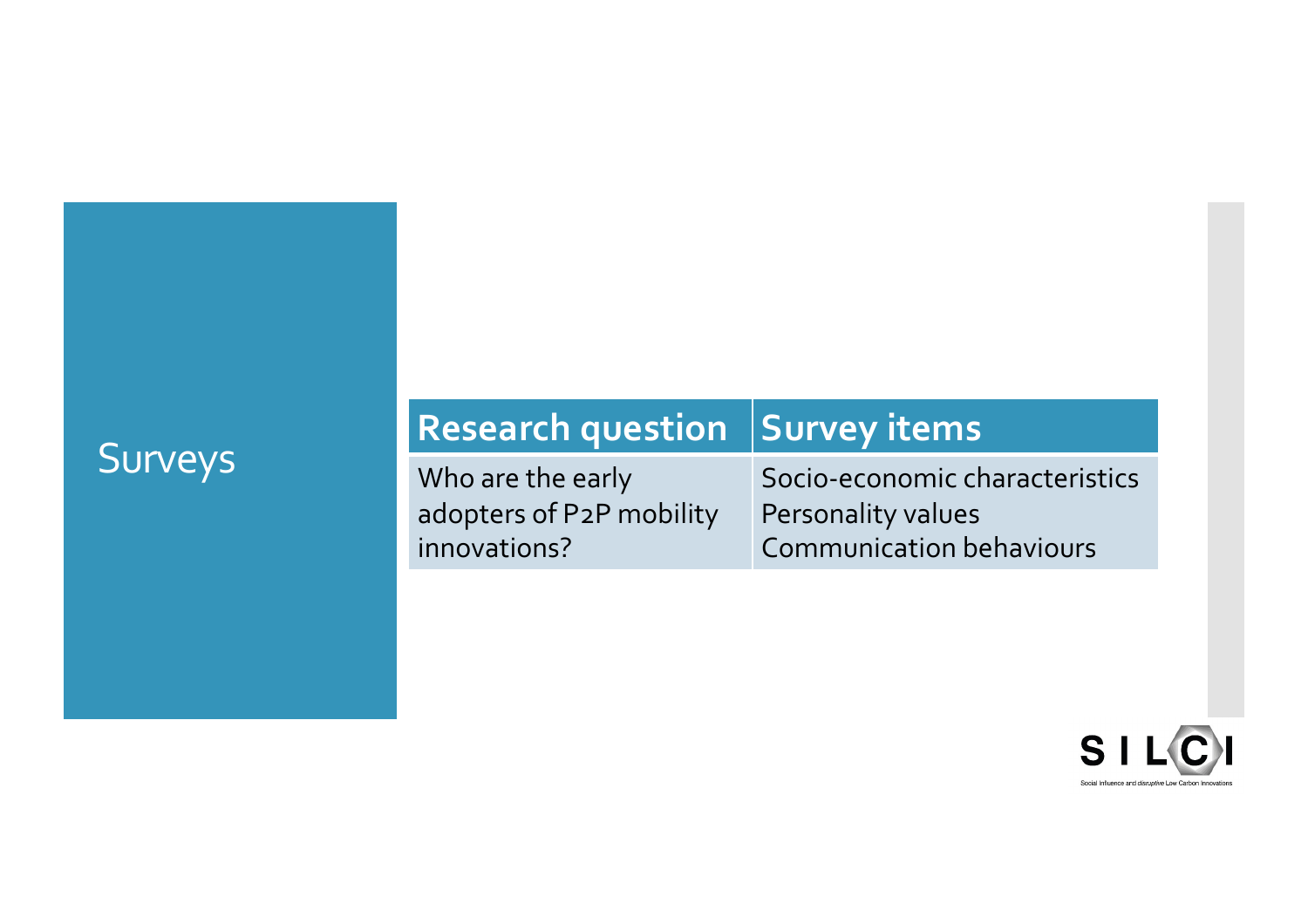# Surveys

| Research question | Survey items |
| --- | --- |
| Who are the early adopters of P2P mobility innovations? | Socio-economic characteristics<br>Personality values<br>Communication behaviours |

SILCI

Social Influence and *disruptive* Low Carbon Innovations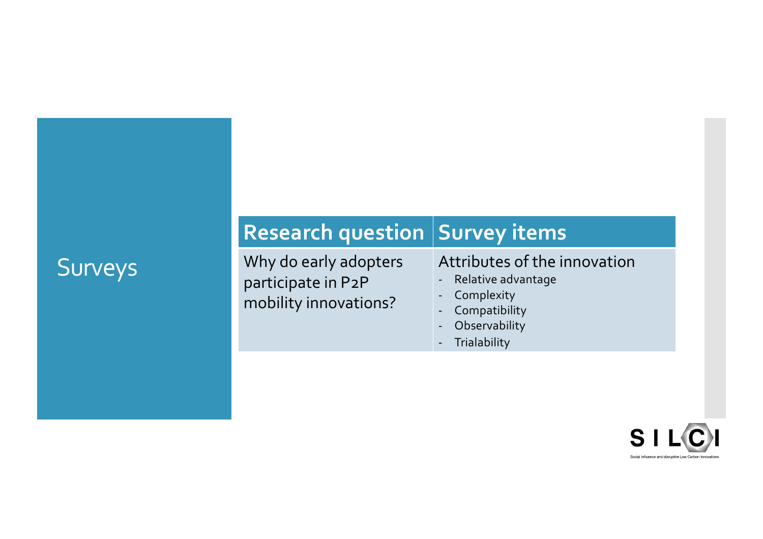# Surveys

| Research question | Survey items |
|---|---|
| Why do early adopters participate in P2P mobility innovations? | Attributes of the innovation<br>- Relative advantage<br>- Complexity<br>- Compatibility<br>- Observability<br>- Trialability |

SILCI

Social Influence and *disruptive* Low Carbon Innovations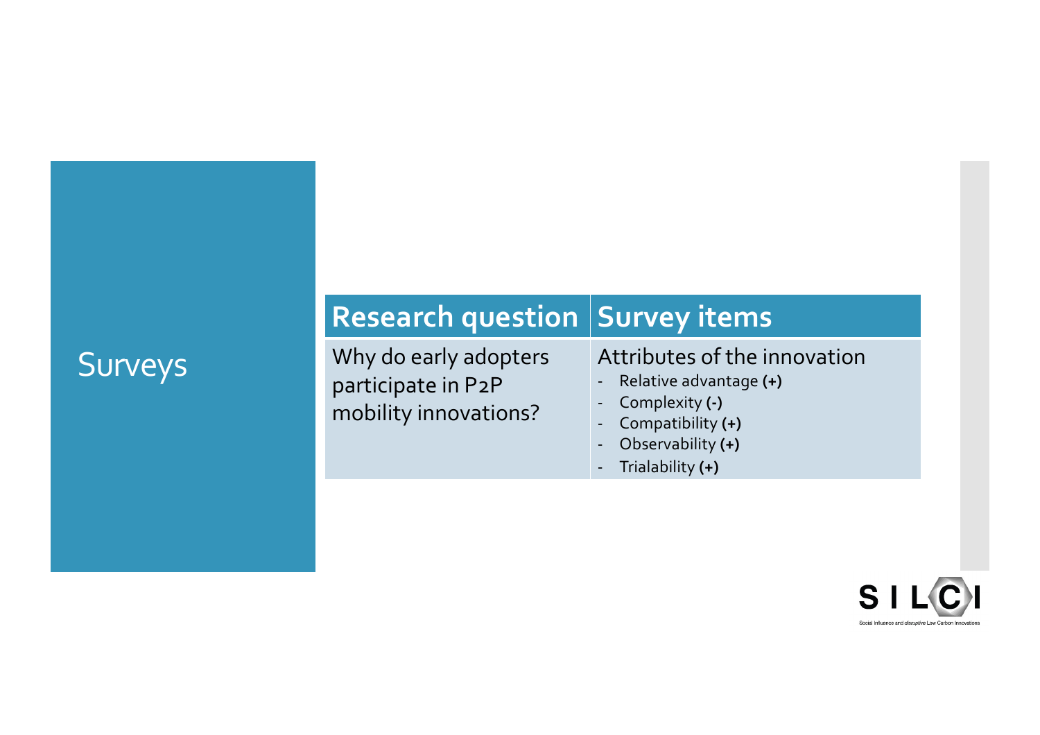# Surveys

| Research question | Survey items |
|---|---|
| Why do early adopters participate in P2P mobility innovations? | Attributes of the innovation<br>- Relative advantage **(+)**<br>- Complexity **(-)**<br>- Compatibility **(+)**<br>- Observability **(+)**<br>- Trialability **(+)** |

SILCI

Social Influence and *disruptive* Low Carbon Innovations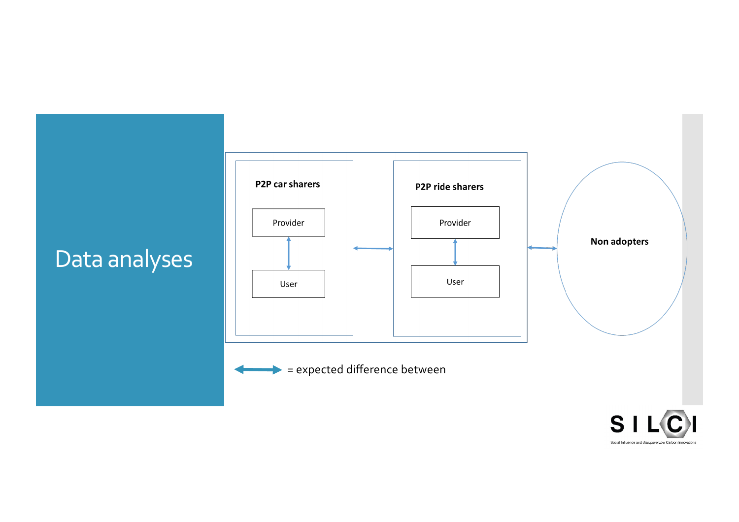# Data analyses

**P2P car sharers**

Provider

User

**P2P ride sharers**

Provider

User

**Non adopters**

↔ = expected difference between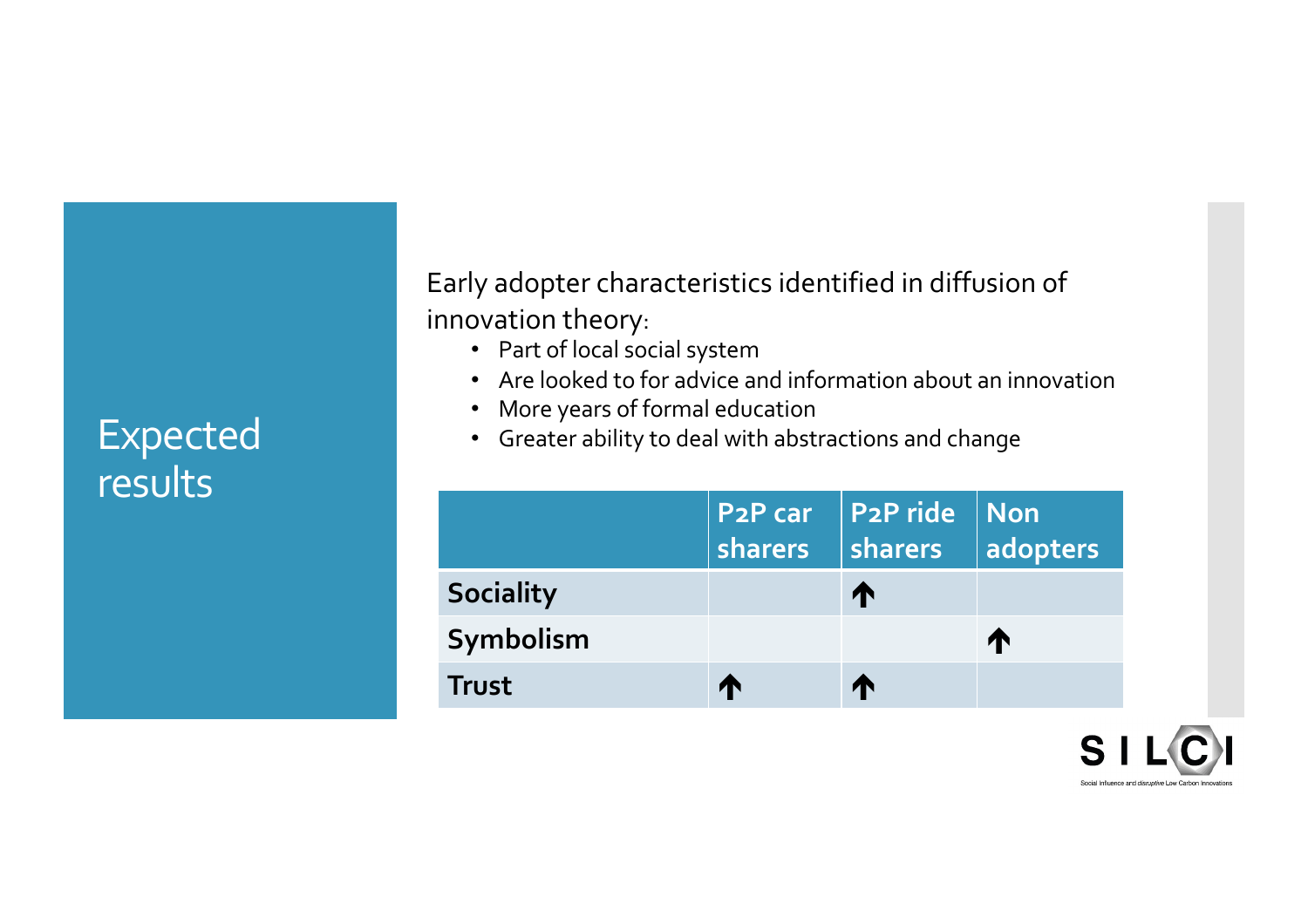# Expected results

Early adopter characteristics identified in diffusion of innovation theory:

- Part of local social system
- Are looked to for advice and information about an innovation
- More years of formal education
- Greater ability to deal with abstractions and change

| | P2P car sharers | P2P ride sharers | Non adopters |
|---|---|---|---|
| **Sociality** | | ↑ | |
| **Symbolism** | | | ↑ |
| **Trust** | ↑ | ↑ | |

SILCI

Social Influence and disruptive Low Carbon Innovations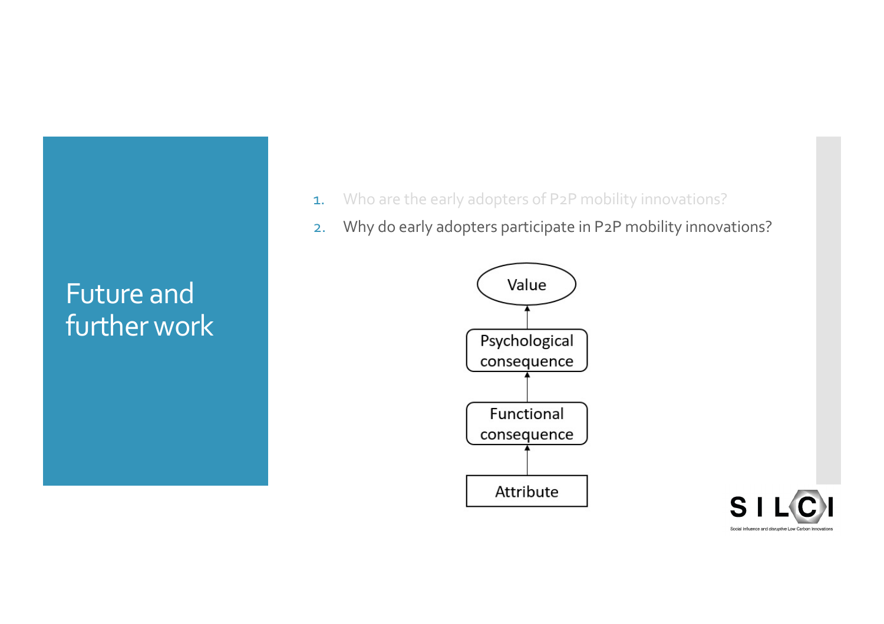# Future and further work

1. Who are the early adopters of P2P mobility innovations?
2. Why do early adopters participate in P2P mobility innovations?

Value

↑

Psychological consequence

↑

Functional consequence

↑

Attribute

SILCI

Social Influence and disruptive Low Carbon Innovations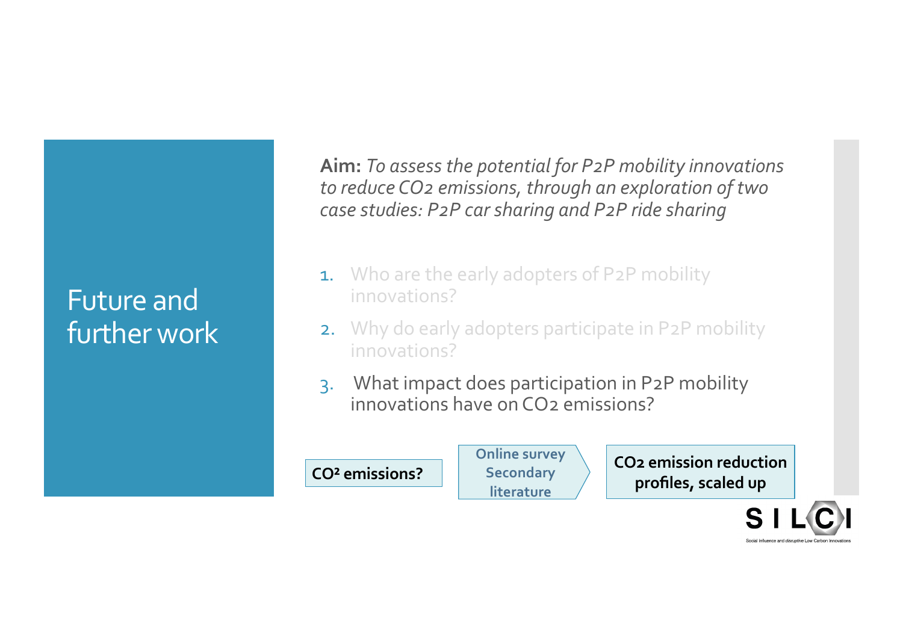# Future and further work

**Aim:** *To assess the potential for P2P mobility innovations to reduce $CO_2$ emissions, through an exploration of two case studies: P2P car sharing and P2P ride sharing*

1. Who are the early adopters of P2P mobility innovations?
2. Why do early adopters participate in P2P mobility innovations?
3. What impact does participation in P2P mobility innovations have on $CO_2$ emissions?

**$CO^2$ emissions?** → **Online survey Secondary literature** → **$CO_2$ emission reduction profiles, scaled up**

SILCI
Social Influence and disruptive Low Carbon Innovations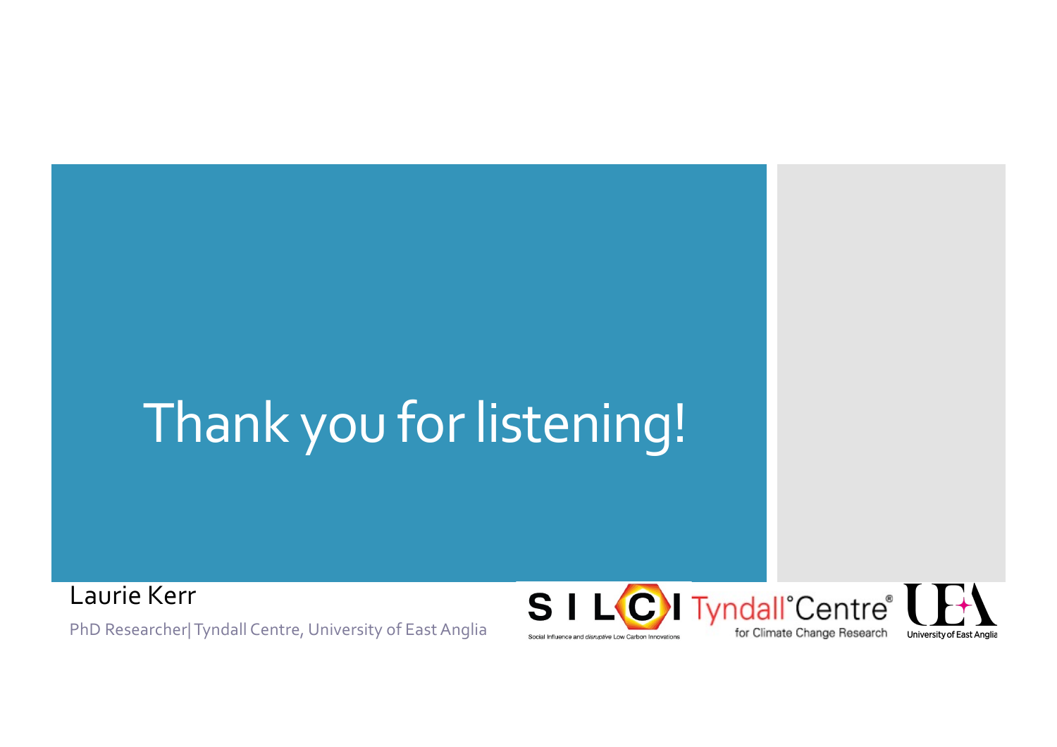# Thank you for listening!

Laurie Kerr

PhD Researcher| Tyndall Centre, University of East Anglia